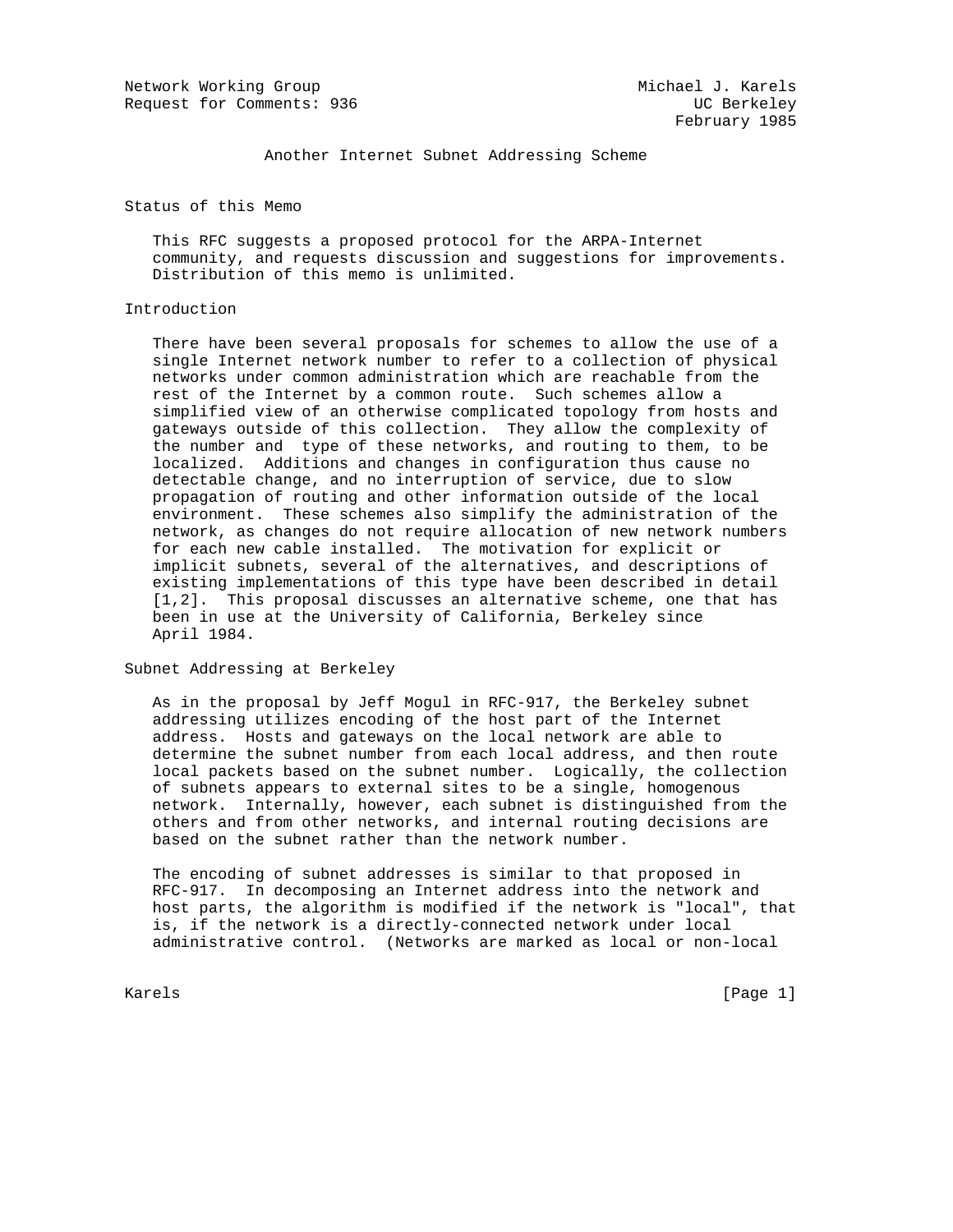Network Working Group Michael J. Karels
Request for Comments: 936 UC Berkeley
February 1985

# Another Internet Subnet Addressing Scheme

## Status of this Memo

This RFC suggests a proposed protocol for the ARPA-Internet community, and requests discussion and suggestions for improvements. Distribution of this memo is unlimited.

## Introduction

There have been several proposals for schemes to allow the use of a single Internet network number to refer to a collection of physical networks under common administration which are reachable from the rest of the Internet by a common route. Such schemes allow a simplified view of an otherwise complicated topology from hosts and gateways outside of this collection. They allow the complexity of the number and type of these networks, and routing to them, to be localized. Additions and changes in configuration thus cause no detectable change, and no interruption of service, due to slow propagation of routing and other information outside of the local environment. These schemes also simplify the administration of the network, as changes do not require allocation of new network numbers for each new cable installed. The motivation for explicit or implicit subnets, several of the alternatives, and descriptions of existing implementations of this type have been described in detail [1,2]. This proposal discusses an alternative scheme, one that has been in use at the University of California, Berkeley since April 1984.

## Subnet Addressing at Berkeley

As in the proposal by Jeff Mogul in RFC-917, the Berkeley subnet addressing utilizes encoding of the host part of the Internet address. Hosts and gateways on the local network are able to determine the subnet number from each local address, and then route local packets based on the subnet number. Logically, the collection of subnets appears to external sites to be a single, homogenous network. Internally, however, each subnet is distinguished from the others and from other networks, and internal routing decisions are based on the subnet rather than the network number.

The encoding of subnet addresses is similar to that proposed in RFC-917. In decomposing an Internet address into the network and host parts, the algorithm is modified if the network is "local", that is, if the network is a directly-connected network under local administrative control. (Networks are marked as local or non-local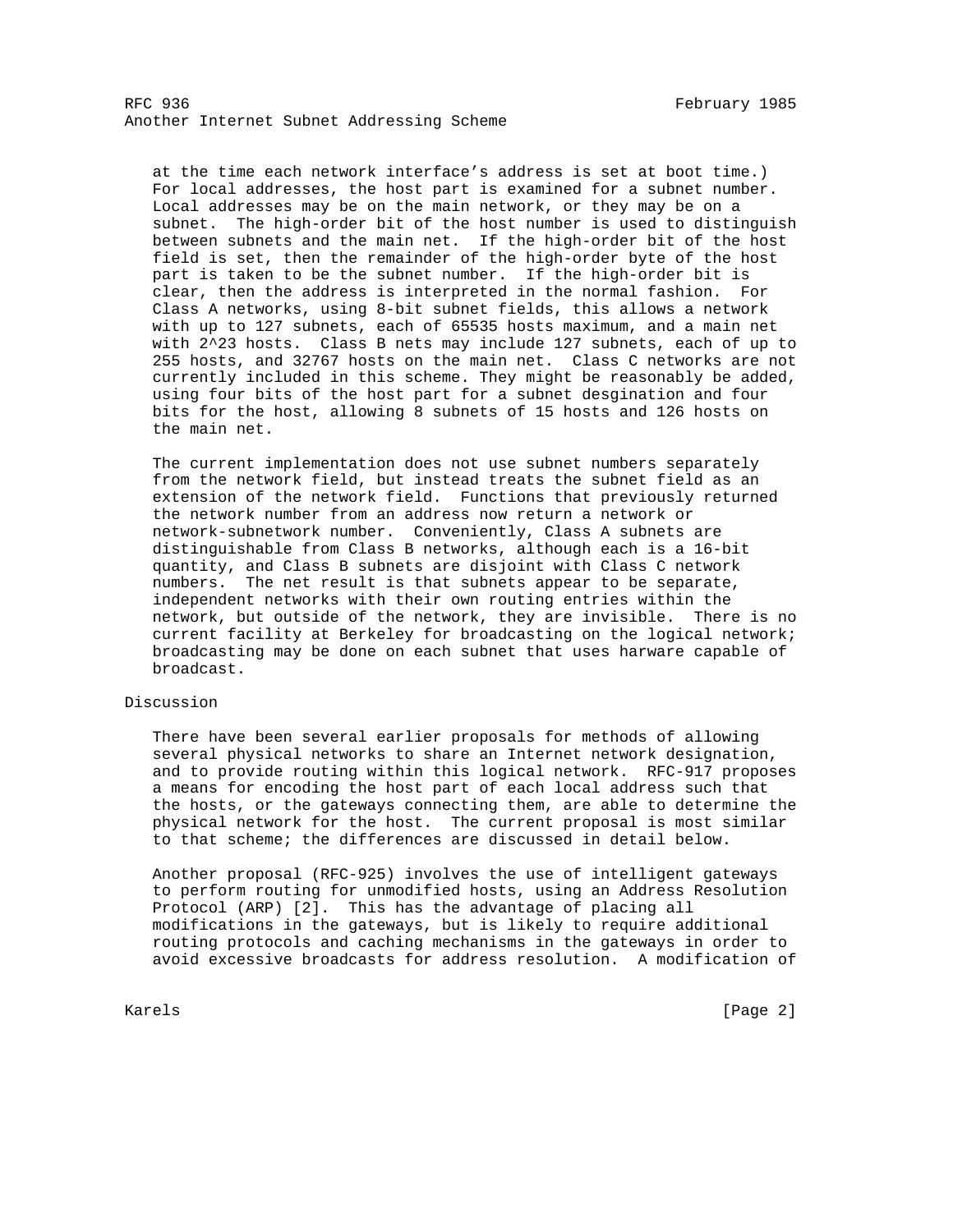at the time each network interface's address is set at boot time.) For local addresses, the host part is examined for a subnet number. Local addresses may be on the main network, or they may be on a subnet. The high-order bit of the host number is used to distinguish between subnets and the main net. If the high-order bit of the host field is set, then the remainder of the high-order byte of the host part is taken to be the subnet number. If the high-order bit is clear, then the address is interpreted in the normal fashion. For Class A networks, using 8-bit subnet fields, this allows a network with up to 127 subnets, each of 65535 hosts maximum, and a main net with $2^{23}$ hosts. Class B nets may include 127 subnets, each of up to 255 hosts, and 32767 hosts on the main net. Class C networks are not currently included in this scheme. They might be reasonably be added, using four bits of the host part for a subnet desgination and four bits for the host, allowing 8 subnets of 15 hosts and 126 hosts on the main net.

The current implementation does not use subnet numbers separately from the network field, but instead treats the subnet field as an extension of the network field. Functions that previously returned the network number from an address now return a network or network-subnetwork number. Conveniently, Class A subnets are distinguishable from Class B networks, although each is a 16-bit quantity, and Class B subnets are disjoint with Class C network numbers. The net result is that subnets appear to be separate, independent networks with their own routing entries within the network, but outside of the network, they are invisible. There is no current facility at Berkeley for broadcasting on the logical network; broadcasting may be done on each subnet that uses harware capable of broadcast.

## Discussion

There have been several earlier proposals for methods of allowing several physical networks to share an Internet network designation, and to provide routing within this logical network. RFC-917 proposes a means for encoding the host part of each local address such that the hosts, or the gateways connecting them, are able to determine the physical network for the host. The current proposal is most similar to that scheme; the differences are discussed in detail below.

Another proposal (RFC-925) involves the use of intelligent gateways to perform routing for unmodified hosts, using an Address Resolution Protocol (ARP) [2]. This has the advantage of placing all modifications in the gateways, but is likely to require additional routing protocols and caching mechanisms in the gateways in order to avoid excessive broadcasts for address resolution. A modification of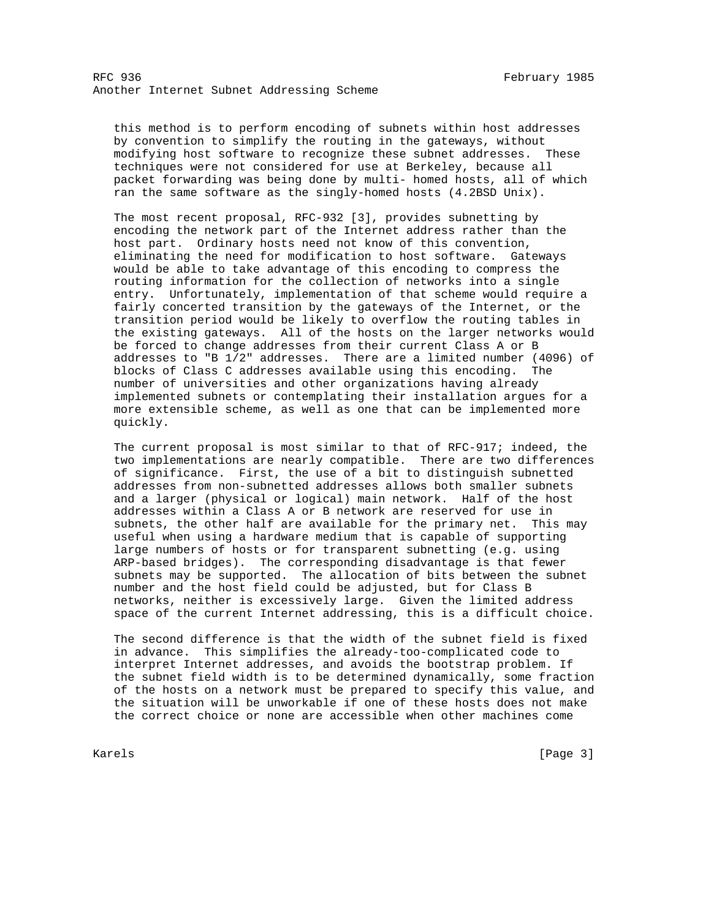this method is to perform encoding of subnets within host addresses by convention to simplify the routing in the gateways, without modifying host software to recognize these subnet addresses. These techniques were not considered for use at Berkeley, because all packet forwarding was being done by multi- homed hosts, all of which ran the same software as the singly-homed hosts (4.2BSD Unix).

The most recent proposal, RFC-932 [3], provides subnetting by encoding the network part of the Internet address rather than the host part. Ordinary hosts need not know of this convention, eliminating the need for modification to host software. Gateways would be able to take advantage of this encoding to compress the routing information for the collection of networks into a single entry. Unfortunately, implementation of that scheme would require a fairly concerted transition by the gateways of the Internet, or the transition period would be likely to overflow the routing tables in the existing gateways. All of the hosts on the larger networks would be forced to change addresses from their current Class A or B addresses to "B 1/2" addresses. There are a limited number (4096) of blocks of Class C addresses available using this encoding. The number of universities and other organizations having already implemented subnets or contemplating their installation argues for a more extensible scheme, as well as one that can be implemented more quickly.

The current proposal is most similar to that of RFC-917; indeed, the two implementations are nearly compatible. There are two differences of significance. First, the use of a bit to distinguish subnetted addresses from non-subnetted addresses allows both smaller subnets and a larger (physical or logical) main network. Half of the host addresses within a Class A or B network are reserved for use in subnets, the other half are available for the primary net. This may useful when using a hardware medium that is capable of supporting large numbers of hosts or for transparent subnetting (e.g. using ARP-based bridges). The corresponding disadvantage is that fewer subnets may be supported. The allocation of bits between the subnet number and the host field could be adjusted, but for Class B networks, neither is excessively large. Given the limited address space of the current Internet addressing, this is a difficult choice.

The second difference is that the width of the subnet field is fixed in advance. This simplifies the already-too-complicated code to interpret Internet addresses, and avoids the bootstrap problem. If the subnet field width is to be determined dynamically, some fraction of the hosts on a network must be prepared to specify this value, and the situation will be unworkable if one of these hosts does not make the correct choice or none are accessible when other machines come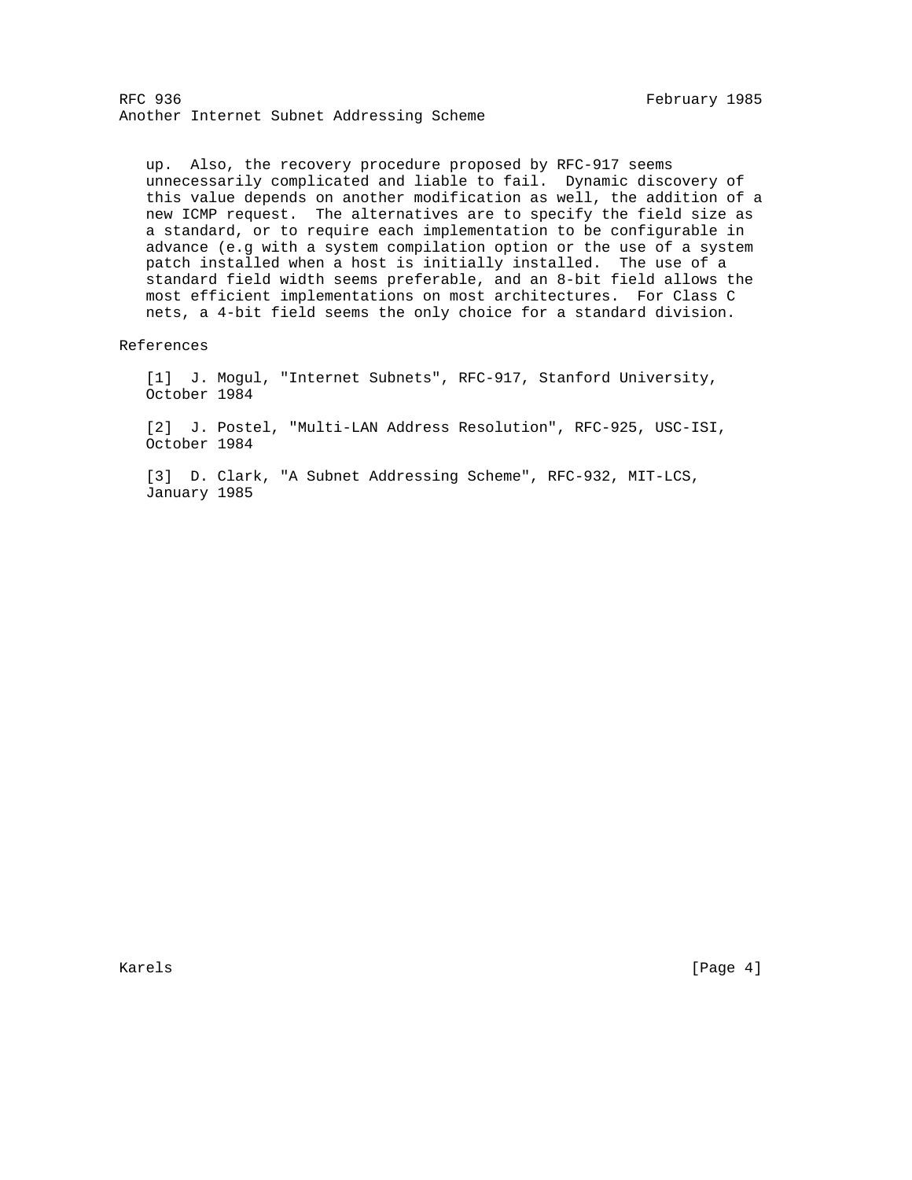up. Also, the recovery procedure proposed by RFC-917 seems unnecessarily complicated and liable to fail. Dynamic discovery of this value depends on another modification as well, the addition of a new ICMP request. The alternatives are to specify the field size as a standard, or to require each implementation to be configurable in advance (e.g with a system compilation option or the use of a system patch installed when a host is initially installed. The use of a standard field width seems preferable, and an 8-bit field allows the most efficient implementations on most architectures. For Class C nets, a 4-bit field seems the only choice for a standard division.

## References

[1] J. Mogul, "Internet Subnets", RFC-917, Stanford University, October 1984

[2] J. Postel, "Multi-LAN Address Resolution", RFC-925, USC-ISI, October 1984

[3] D. Clark, "A Subnet Addressing Scheme", RFC-932, MIT-LCS, January 1985